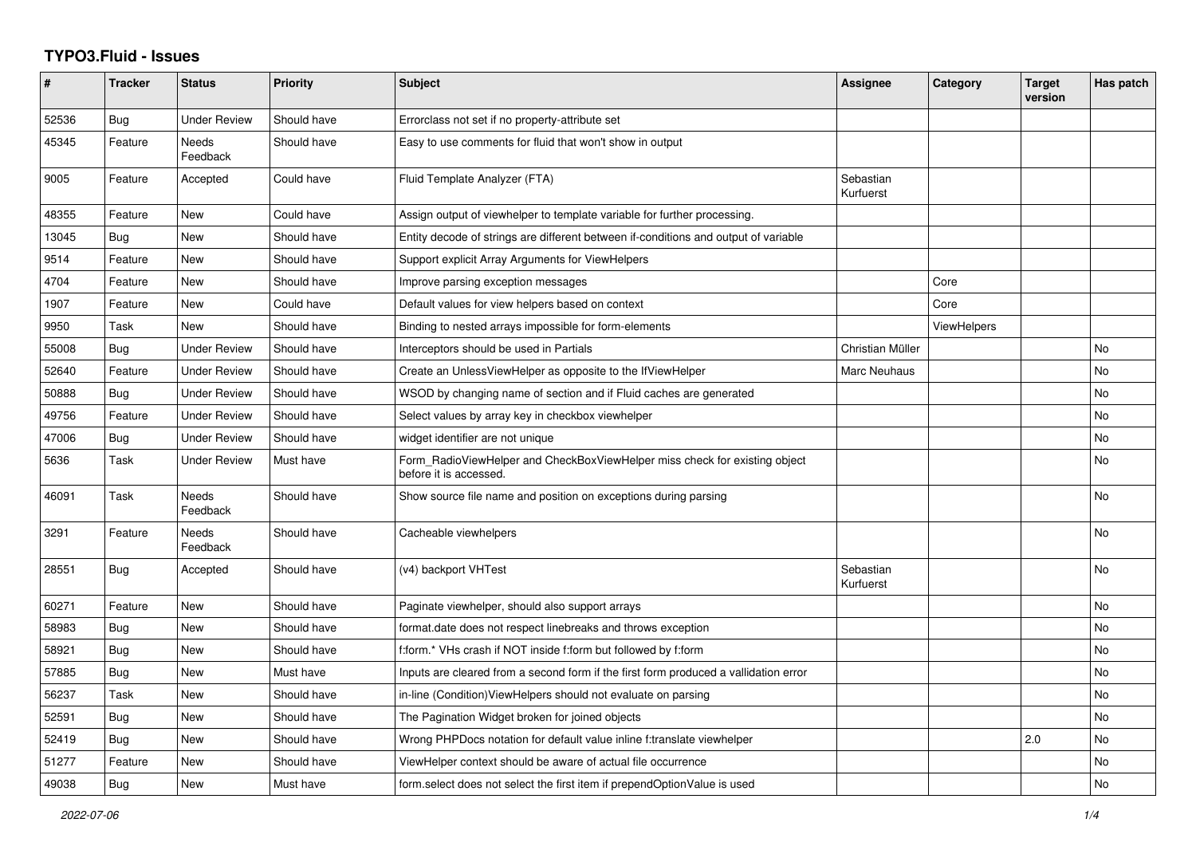# TYPO3.Fluid - Issues

| # | Tracker | Status | Priority | Subject | Assignee | Category | Target version | Has patch |
|---|---|---|---|---|---|---|---|---|
| 52536 | Bug | Under Review | Should have | Errorclass not set if no property-attribute set | | | | |
| 45345 | Feature | Needs Feedback | Should have | Easy to use comments for fluid that won't show in output | | | | |
| 9005 | Feature | Accepted | Could have | Fluid Template Analyzer (FTA) | Sebastian Kurfuerst | | | |
| 48355 | Feature | New | Could have | Assign output of viewhelper to template variable for further processing. | | | | |
| 13045 | Bug | New | Should have | Entity decode of strings are different between if-conditions and output of variable | | | | |
| 9514 | Feature | New | Should have | Support explicit Array Arguments for ViewHelpers | | | | |
| 4704 | Feature | New | Should have | Improve parsing exception messages | | Core | | |
| 1907 | Feature | New | Could have | Default values for view helpers based on context | | Core | | |
| 9950 | Task | New | Should have | Binding to nested arrays impossible for form-elements | | ViewHelpers | | |
| 55008 | Bug | Under Review | Should have | Interceptors should be used in Partials | Christian Müller | | | No |
| 52640 | Feature | Under Review | Should have | Create an UnlessViewHelper as opposite to the IfViewHelper | Marc Neuhaus | | | No |
| 50888 | Bug | Under Review | Should have | WSOD by changing name of section and if Fluid caches are generated | | | | No |
| 49756 | Feature | Under Review | Should have | Select values by array key in checkbox viewhelper | | | | No |
| 47006 | Bug | Under Review | Should have | widget identifier are not unique | | | | No |
| 5636 | Task | Under Review | Must have | Form_RadioViewHelper and CheckBoxViewHelper miss check for existing object before it is accessed. | | | | No |
| 46091 | Task | Needs Feedback | Should have | Show source file name and position on exceptions during parsing | | | | No |
| 3291 | Feature | Needs Feedback | Should have | Cacheable viewhelpers | | | | No |
| 28551 | Bug | Accepted | Should have | (v4) backport VHTest | Sebastian Kurfuerst | | | No |
| 60271 | Feature | New | Should have | Paginate viewhelper, should also support arrays | | | | No |
| 58983 | Bug | New | Should have | format.date does not respect linebreaks and throws exception | | | | No |
| 58921 | Bug | New | Should have | f:form.* VHs crash if NOT inside f:form but followed by f:form | | | | No |
| 57885 | Bug | New | Must have | Inputs are cleared from a second form if the first form produced a vallidation error | | | | No |
| 56237 | Task | New | Should have | in-line (Condition)ViewHelpers should not evaluate on parsing | | | | No |
| 52591 | Bug | New | Should have | The Pagination Widget broken for joined objects | | | | No |
| 52419 | Bug | New | Should have | Wrong PHPDocs notation for default value inline f:translate viewhelper | | | 2.0 | No |
| 51277 | Feature | New | Should have | ViewHelper context should be aware of actual file occurrence | | | | No |
| 49038 | Bug | New | Must have | form.select does not select the first item if prependOptionValue is used | | | | No |

*2022-07-06*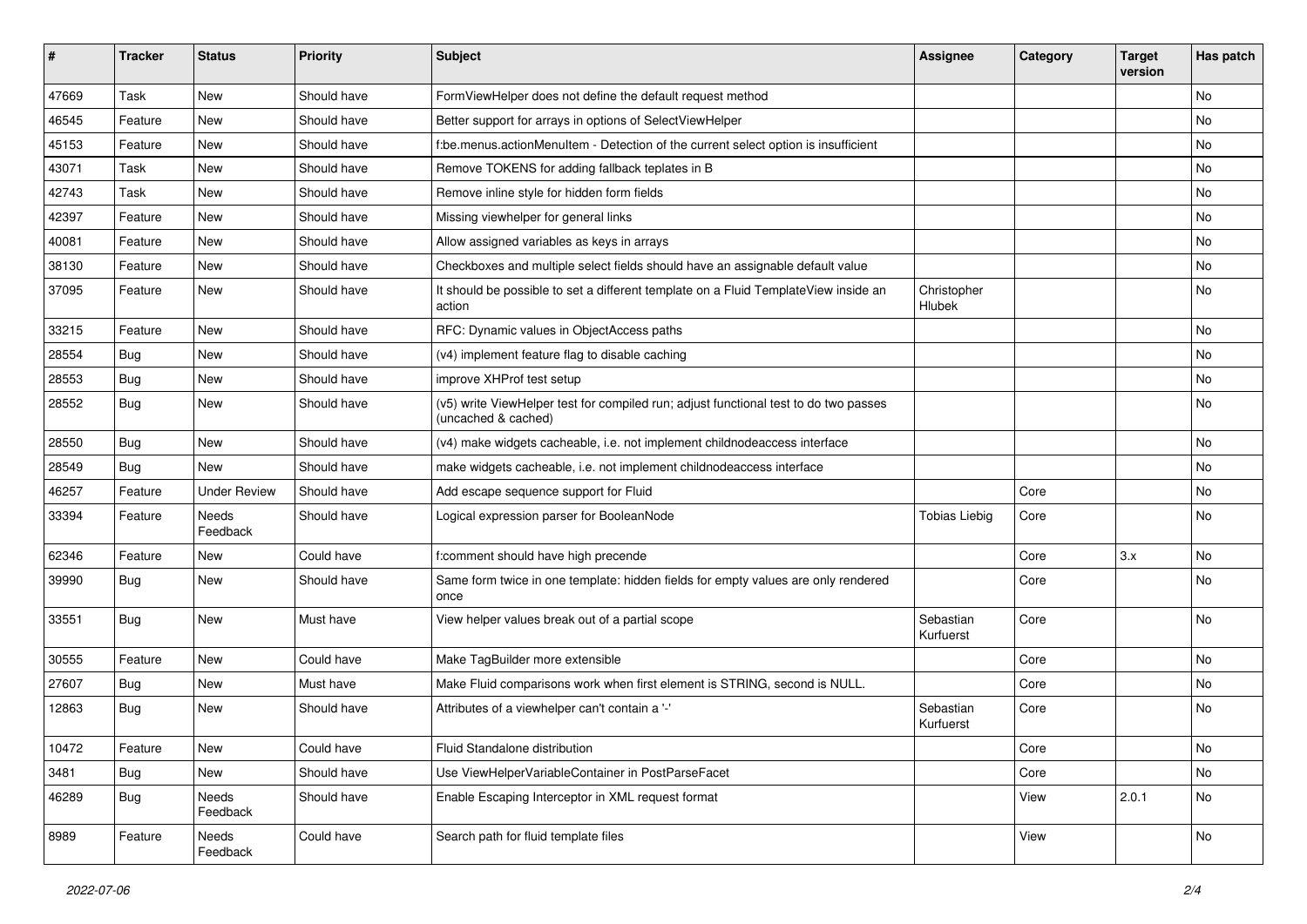| # | Tracker | Status | Priority | Subject | Assignee | Category | Target version | Has patch |
|---|---|---|---|---|---|---|---|---|
| 47669 | Task | New | Should have | FormViewHelper does not define the default request method | | | | No |
| 46545 | Feature | New | Should have | Better support for arrays in options of SelectViewHelper | | | | No |
| 45153 | Feature | New | Should have | f:be.menus.actionMenuItem - Detection of the current select option is insufficient | | | | No |
| 43071 | Task | New | Should have | Remove TOKENS for adding fallback teplates in B | | | | No |
| 42743 | Task | New | Should have | Remove inline style for hidden form fields | | | | No |
| 42397 | Feature | New | Should have | Missing viewhelper for general links | | | | No |
| 40081 | Feature | New | Should have | Allow assigned variables as keys in arrays | | | | No |
| 38130 | Feature | New | Should have | Checkboxes and multiple select fields should have an assignable default value | | | | No |
| 37095 | Feature | New | Should have | It should be possible to set a different template on a Fluid TemplateView inside an action | Christopher Hlubek | | | No |
| 33215 | Feature | New | Should have | RFC: Dynamic values in ObjectAccess paths | | | | No |
| 28554 | Bug | New | Should have | (v4) implement feature flag to disable caching | | | | No |
| 28553 | Bug | New | Should have | improve XHProf test setup | | | | No |
| 28552 | Bug | New | Should have | (v5) write ViewHelper test for compiled run; adjust functional test to do two passes (uncached & cached) | | | | No |
| 28550 | Bug | New | Should have | (v4) make widgets cacheable, i.e. not implement childnodeaccess interface | | | | No |
| 28549 | Bug | New | Should have | make widgets cacheable, i.e. not implement childnodeaccess interface | | | | No |
| 46257 | Feature | Under Review | Should have | Add escape sequence support for Fluid | | Core | | No |
| 33394 | Feature | Needs Feedback | Should have | Logical expression parser for BooleanNode | Tobias Liebig | Core | | No |
| 62346 | Feature | New | Could have | f:comment should have high precende | | Core | 3.x | No |
| 39990 | Bug | New | Should have | Same form twice in one template: hidden fields for empty values are only rendered once | | Core | | No |
| 33551 | Bug | New | Must have | View helper values break out of a partial scope | Sebastian Kurfuerst | Core | | No |
| 30555 | Feature | New | Could have | Make TagBuilder more extensible | | Core | | No |
| 27607 | Bug | New | Must have | Make Fluid comparisons work when first element is STRING, second is NULL. | | Core | | No |
| 12863 | Bug | New | Should have | Attributes of a viewhelper can't contain a '-' | Sebastian Kurfuerst | Core | | No |
| 10472 | Feature | New | Could have | Fluid Standalone distribution | | Core | | No |
| 3481 | Bug | New | Should have | Use ViewHelperVariableContainer in PostParseFacet | | Core | | No |
| 46289 | Bug | Needs Feedback | Should have | Enable Escaping Interceptor in XML request format | | View | 2.0.1 | No |
| 8989 | Feature | Needs Feedback | Could have | Search path for fluid template files | | View | | No |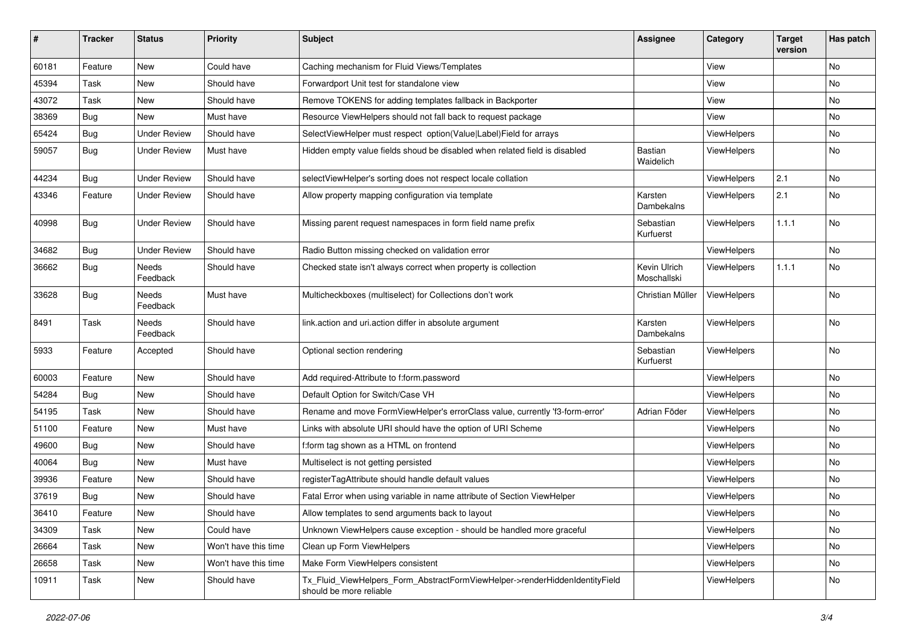| # | Tracker | Status | Priority | Subject | Assignee | Category | Target version | Has patch |
|---|---|---|---|---|---|---|---|---|
| 60181 | Feature | New | Could have | Caching mechanism for Fluid Views/Templates | | View | | No |
| 45394 | Task | New | Should have | Forwardport Unit test for standalone view | | View | | No |
| 43072 | Task | New | Should have | Remove TOKENS for adding templates fallback in Backporter | | View | | No |
| 38369 | Bug | New | Must have | Resource ViewHelpers should not fall back to request package | | View | | No |
| 65424 | Bug | Under Review | Should have | SelectViewHelper must respect option(Value\|Label)Field for arrays | | ViewHelpers | | No |
| 59057 | Bug | Under Review | Must have | Hidden empty value fields shoud be disabled when related field is disabled | Bastian Waidelich | ViewHelpers | | No |
| 44234 | Bug | Under Review | Should have | selectViewHelper's sorting does not respect locale collation | | ViewHelpers | 2.1 | No |
| 43346 | Feature | Under Review | Should have | Allow property mapping configuration via template | Karsten Dambekalns | ViewHelpers | 2.1 | No |
| 40998 | Bug | Under Review | Should have | Missing parent request namespaces in form field name prefix | Sebastian Kurfuerst | ViewHelpers | 1.1.1 | No |
| 34682 | Bug | Under Review | Should have | Radio Button missing checked on validation error | | ViewHelpers | | No |
| 36662 | Bug | Needs Feedback | Should have | Checked state isn't always correct when property is collection | Kevin Ulrich Moschallski | ViewHelpers | 1.1.1 | No |
| 33628 | Bug | Needs Feedback | Must have | Multicheckboxes (multiselect) for Collections don't work | Christian Müller | ViewHelpers | | No |
| 8491 | Task | Needs Feedback | Should have | link.action and uri.action differ in absolute argument | Karsten Dambekalns | ViewHelpers | | No |
| 5933 | Feature | Accepted | Should have | Optional section rendering | Sebastian Kurfuerst | ViewHelpers | | No |
| 60003 | Feature | New | Should have | Add required-Attribute to f:form.password | | ViewHelpers | | No |
| 54284 | Bug | New | Should have | Default Option for Switch/Case VH | | ViewHelpers | | No |
| 54195 | Task | New | Should have | Rename and move FormViewHelper's errorClass value, currently 'f3-form-error' | Adrian Föder | ViewHelpers | | No |
| 51100 | Feature | New | Must have | Links with absolute URI should have the option of URI Scheme | | ViewHelpers | | No |
| 49600 | Bug | New | Should have | f:form tag shown as a HTML on frontend | | ViewHelpers | | No |
| 40064 | Bug | New | Must have | Multiselect is not getting persisted | | ViewHelpers | | No |
| 39936 | Feature | New | Should have | registerTagAttribute should handle default values | | ViewHelpers | | No |
| 37619 | Bug | New | Should have | Fatal Error when using variable in name attribute of Section ViewHelper | | ViewHelpers | | No |
| 36410 | Feature | New | Should have | Allow templates to send arguments back to layout | | ViewHelpers | | No |
| 34309 | Task | New | Could have | Unknown ViewHelpers cause exception - should be handled more graceful | | ViewHelpers | | No |
| 26664 | Task | New | Won't have this time | Clean up Form ViewHelpers | | ViewHelpers | | No |
| 26658 | Task | New | Won't have this time | Make Form ViewHelpers consistent | | ViewHelpers | | No |
| 10911 | Task | New | Should have | Tx_Fluid_ViewHelpers_Form_AbstractFormViewHelper->renderHiddenIdentityField should be more reliable | | ViewHelpers | | No |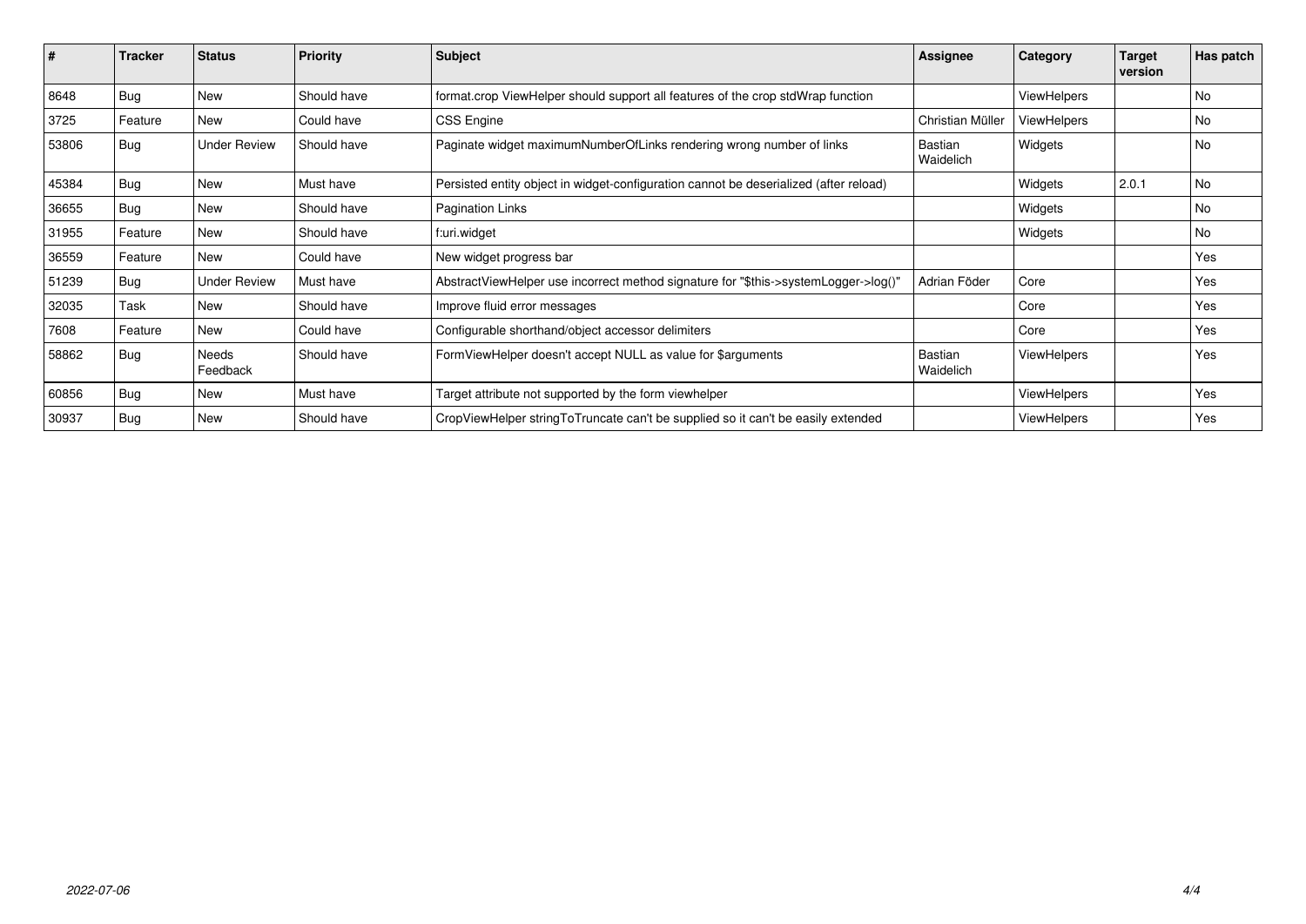| # | Tracker | Status | Priority | Subject | Assignee | Category | Target version | Has patch |
|---|---|---|---|---|---|---|---|---|
| 8648 | Bug | New | Should have | format.crop ViewHelper should support all features of the crop stdWrap function | | ViewHelpers | | No |
| 3725 | Feature | New | Could have | CSS Engine | Christian Müller | ViewHelpers | | No |
| 53806 | Bug | Under Review | Should have | Paginate widget maximumNumberOfLinks rendering wrong number of links | Bastian Waidelich | Widgets | | No |
| 45384 | Bug | New | Must have | Persisted entity object in widget-configuration cannot be deserialized (after reload) | | Widgets | 2.0.1 | No |
| 36655 | Bug | New | Should have | Pagination Links | | Widgets | | No |
| 31955 | Feature | New | Should have | f:uri.widget | | Widgets | | No |
| 36559 | Feature | New | Could have | New widget progress bar | | | | Yes |
| 51239 | Bug | Under Review | Must have | AbstractViewHelper use incorrect method signature for "$this->systemLogger->log()" | Adrian Föder | Core | | Yes |
| 32035 | Task | New | Should have | Improve fluid error messages | | Core | | Yes |
| 7608 | Feature | New | Could have | Configurable shorthand/object accessor delimiters | | Core | | Yes |
| 58862 | Bug | Needs Feedback | Should have | FormViewHelper doesn't accept NULL as value for $arguments | Bastian Waidelich | ViewHelpers | | Yes |
| 60856 | Bug | New | Must have | Target attribute not supported by the form viewhelper | | ViewHelpers | | Yes |
| 30937 | Bug | New | Should have | CropViewHelper stringToTruncate can't be supplied so it can't be easily extended | | ViewHelpers | | Yes |